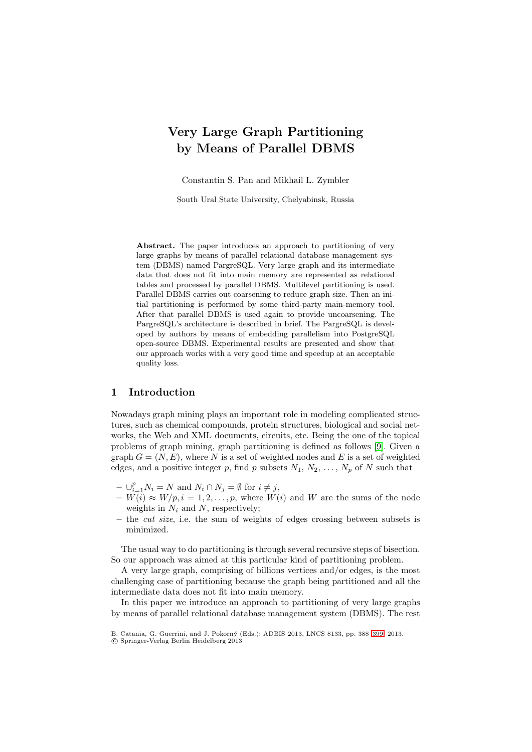# Very Large Graph Partitioning by Means of Parallel DBMS

Constantin S. Pan and Mikhail L. Zymbler

South Ural State University, Chelyabinsk, Russia

**Abstract.** The paper introduces an approach to partitioning of very large graphs by means of parallel relational database management system (DBMS) named PargreSQL. Very large graph and its intermediate data that does not fit into main memory are represented as relational tables and processed by parallel DBMS. Multilevel partitioning is used. Parallel DBMS carries out coarsening to reduce graph size. Then an initial partitioning is performed by some third-party main-memory tool. After that parallel DBMS is used again to provide uncoarsening. The PargreSQL's architecture is described in brief. The PargreSQL is developed by authors by means of embedding parallelism into PostgreSQL open-source DBMS. Experimental results are presented and show that our approach works with a very good time and speedup at an acceptable quality loss.

## 1 Introduction

Nowadays graph mining plays an important role in modeling complicated structures, such as chemical compounds, protein structures, biological and social networks, the Web and XML documents, circuits, etc. Being the one of the topical problems of graph mining, graph partitioning is defined as follows [9]. Given a graph $G = (N, E)$, where $N$ is a set of weighted nodes and $E$ is a set of weighted edges, and a positive integer $p$, find $p$ subsets $N_1$, $N_2$, ..., $N_p$ of $N$ such that

- $\cup_{i=1}^{p} N_i = N$ and $N_i \cap N_j = \emptyset$ for $i \neq j$,
- $W(i) \approx W/p, i = 1, 2, \ldots, p$, where $W(i)$ and $W$ are the sums of the node weights in $N_i$ and $N$, respectively;
- the *cut size*, i.e. the sum of weights of edges crossing between subsets is minimized.

The usual way to do partitioning is through several recursive steps of bisection. So our approach was aimed at this particular kind of partitioning problem.

A very large graph, comprising of billions vertices and/or edges, is the most challenging case of partitioning because the graph being partitioned and all the intermediate data does not fit into main memory.

In this paper we introduce an approach to partitioning of very large graphs by means of parallel relational database management system (DBMS). The rest

B. Catania, G. Guerrini, and J. Pokorný (Eds.): ADBIS 2013, LNCS 8133, pp. 388–399, 2013.
© Springer-Verlag Berlin Heidelberg 2013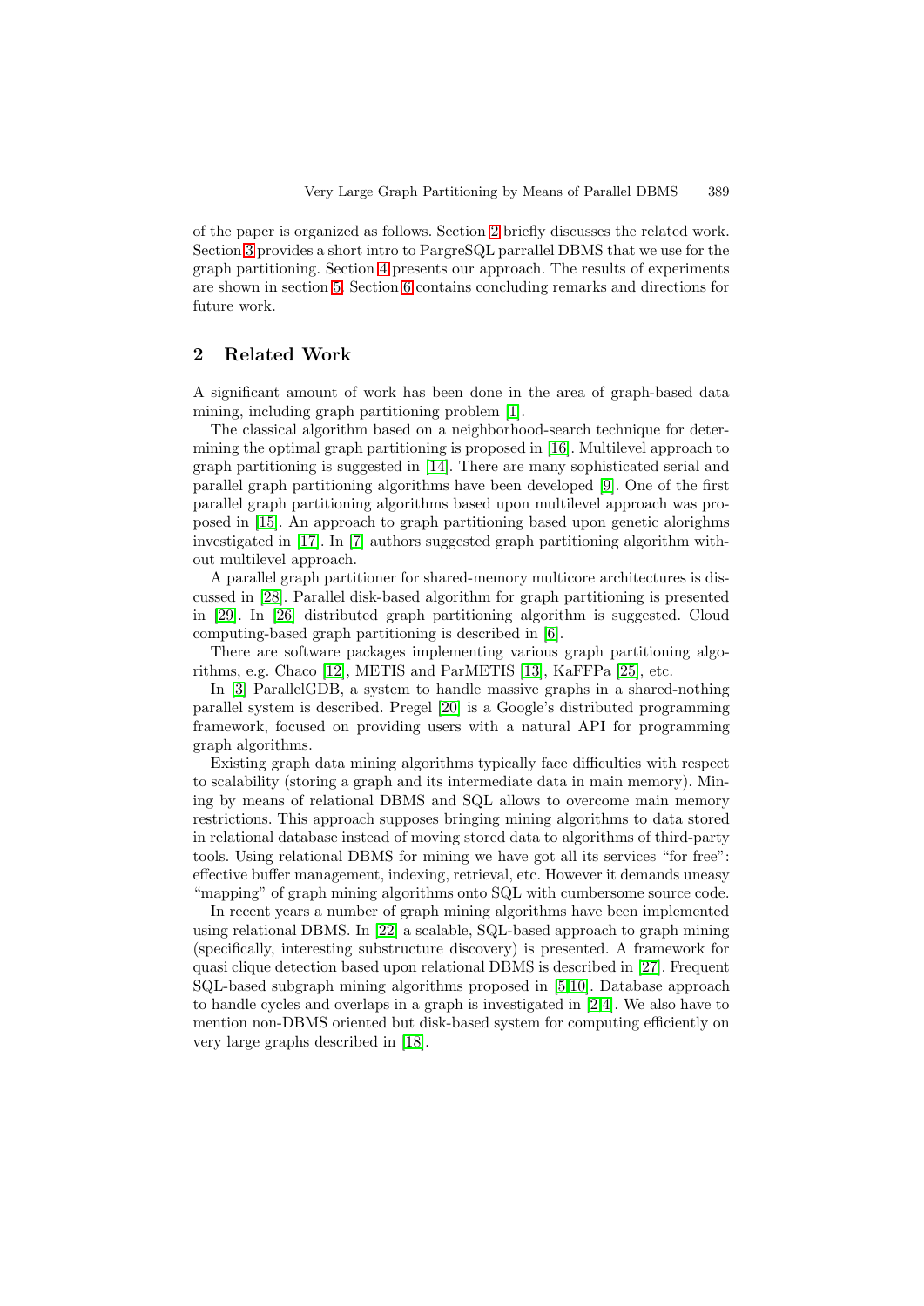of the paper is organized as follows. Section 2 briefly discusses the related work. Section 3 provides a short intro to PargreSQL parralel DBMS that we use for the graph partitioning. Section 4 presents our approach. The results of experiments are shown in section 5. Section 6 contains concluding remarks and directions for future work.

## 2 Related Work

A significant amount of work has been done in the area of graph-based data mining, including graph partitioning problem [1].

The classical algorithm based on a neighborhood-search technique for determining the optimal graph partitioning is proposed in [16]. Multilevel approach to graph partitioning is suggested in [14]. There are many sophisticated serial and parallel graph partitioning algorithms have been developed [9]. One of the first parallel graph partitioning algorithms based upon multilevel approach was proposed in [15]. An approach to graph partitioning based upon genetic alorighms investigated in [17]. In [7] authors suggested graph partitioning algorithm without multilevel approach.

A parallel graph partitioner for shared-memory multicore architectures is discussed in [28]. Parallel disk-based algorithm for graph partitioning is presented in [29]. In [26] distributed graph partitioning algorithm is suggested. Cloud computing-based graph partitioning is described in [6].

There are software packages implementing various graph partitioning algorithms, e.g. Chaco [12], METIS and ParMETIS [13], KaFFPa [25], etc.

In [3] ParallelGDB, a system to handle massive graphs in a shared-nothing parallel system is described. Pregel [20] is a Google's distributed programming framework, focused on providing users with a natural API for programming graph algorithms.

Existing graph data mining algorithms typically face difficulties with respect to scalability (storing a graph and its intermediate data in main memory). Mining by means of relational DBMS and SQL allows to overcome main memory restrictions. This approach supposes bringing mining algorithms to data stored in relational database instead of moving stored data to algorithms of third-party tools. Using relational DBMS for mining we have got all its services "for free": effective buffer management, indexing, retrieval, etc. However it demands uneasy "mapping" of graph mining algorithms onto SQL with cumbersome source code.

In recent years a number of graph mining algorithms have been implemented using relational DBMS. In [22] a scalable, SQL-based approach to graph mining (specifically, interesting substructure discovery) is presented. A framework for quasi clique detection based upon relational DBMS is described in [27]. Frequent SQL-based subgraph mining algorithms proposed in [5,10]. Database approach to handle cycles and overlaps in a graph is investigated in [2,4]. We also have to mention non-DBMS oriented but disk-based system for computing efficiently on very large graphs described in [18].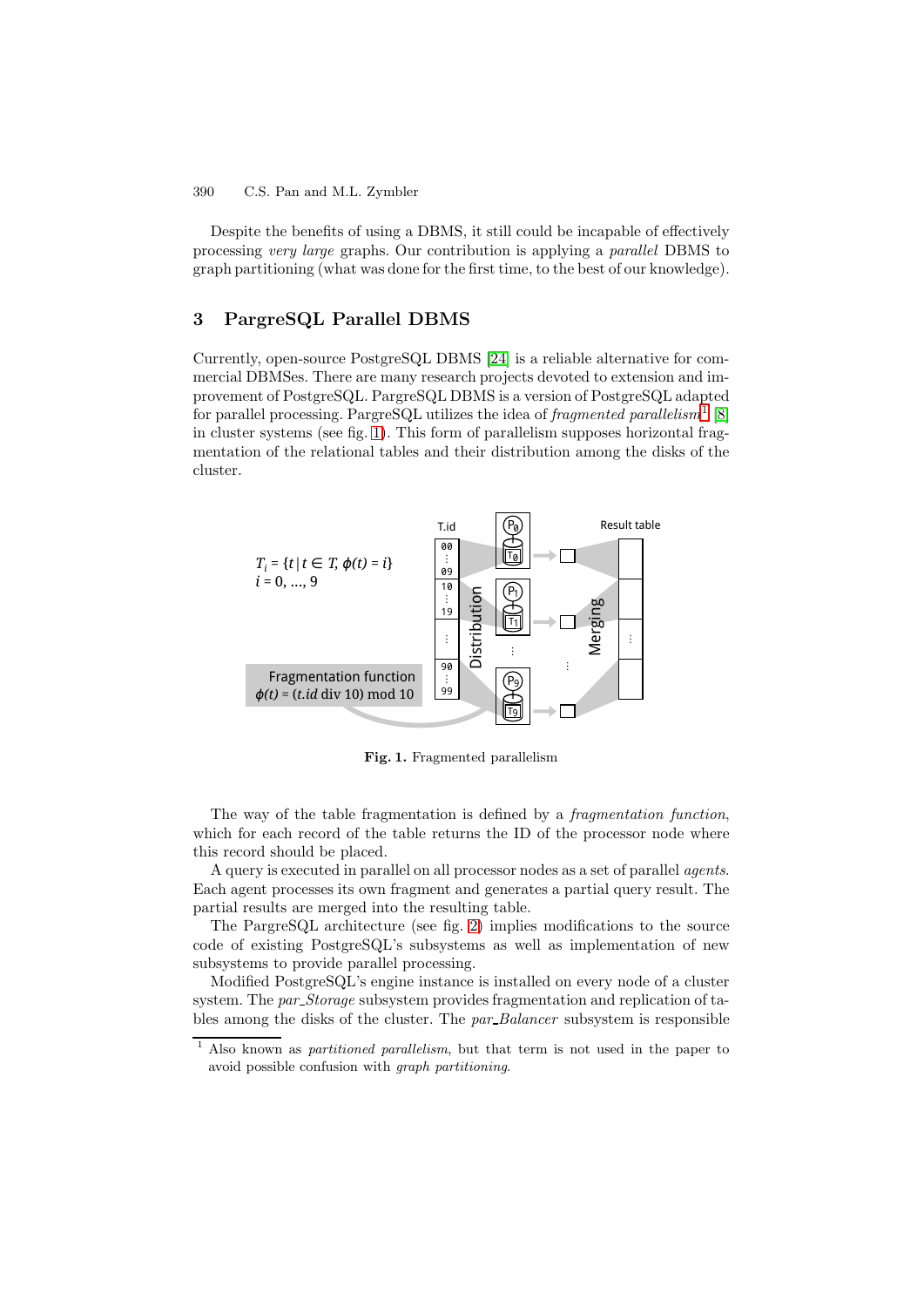Despite the benefits of using a DBMS, it still could be incapable of effectively processing *very large* graphs. Our contribution is applying a *parallel* DBMS to graph partitioning (what was done for the first time, to the best of our knowledge).

## 3 PargreSQL Parallel DBMS

Currently, open-source PostgreSQL DBMS [24] is a reliable alternative for commercial DBMSes. There are many research projects devoted to extension and improvement of PostgreSQL. PargreSQL DBMS is a version of PostgreSQL adapted for parallel processing. PargreSQL utilizes the idea of *fragmented parallelism*[1] [8] in cluster systems (see fig. 1). This form of parallelism supposes horizontal fragmentation of the relational tables and their distribution among the disks of the cluster.

$T_i = \{t \mid t \in T, \phi(t) = i\}$
$i = 0, \ldots, 9$

Fragmentation function
$\phi(t) = (t.id \text{ div } 10) \text{ mod } 10$

**Fig. 1.** Fragmented parallelism

The way of the table fragmentation is defined by a *fragmentation function*, which for each record of the table returns the ID of the processor node where this record should be placed.

A query is executed in parallel on all processor nodes as a set of parallel *agents*. Each agent processes its own fragment and generates a partial query result. The partial results are merged into the resulting table.

The PargreSQL architecture (see fig. 2) implies modifications to the source code of existing PostgreSQL's subsystems as well as implementation of new subsystems to provide parallel processing.

Modified PostgreSQL's engine instance is installed on every node of a cluster system. The *par_Storage* subsystem provides fragmentation and replication of tables among the disks of the cluster. The *par_Balancer* subsystem is responsible

[1] Also known as *partitioned parallelism*, but that term is not used in the paper to avoid possible confusion with *graph partitioning*.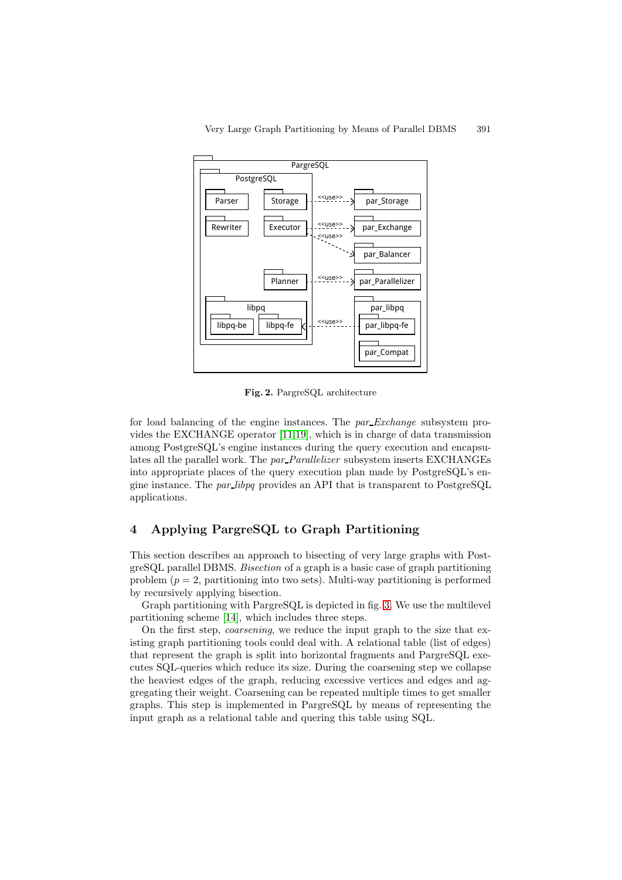Fig. 2. ParGreSQL architecture

for load balancing of the engine instances. The *par_Exchange* subsystem provides the EXCHANGE operator [11,19], which is in charge of data transmission among PostgreSQL's engine instances during the query execution and encapsulates all the parallel work. The *par_Parallelizer* subsystem inserts EXCHANGEs into appropriate places of the query execution plan made by PostgreSQL's engine instance. The *par_libpq* provides an API that is transparent to PostgreSQL applications.

## 4 Applying PargreSQL to Graph Partitioning

This section describes an approach to bisecting of very large graphs with PostgreSQL parallel DBMS. *Bisection* of a graph is a basic case of graph partitioning problem ($p = 2$, partitioning into two sets). Multi-way partitioning is performed by recursively applying bisection.

Graph partitioning with PargreSQL is depicted in fig. 3. We use the multilevel partitioning scheme [14], which includes three steps.

On the first step, *coarsening*, we reduce the input graph to the size that existing graph partitioning tools could deal with. A relational table (list of edges) that represent the graph is split into horizontal fragments and PargreSQL executes SQL-queries which reduce its size. During the coarsening step we collapse the heaviest edges of the graph, reducing excessive vertices and edges and aggregating their weight. Coarsening can be repeated multiple times to get smaller graphs. This step is implemented in PargreSQL by means of representing the input graph as a relational table and quering this table using SQL.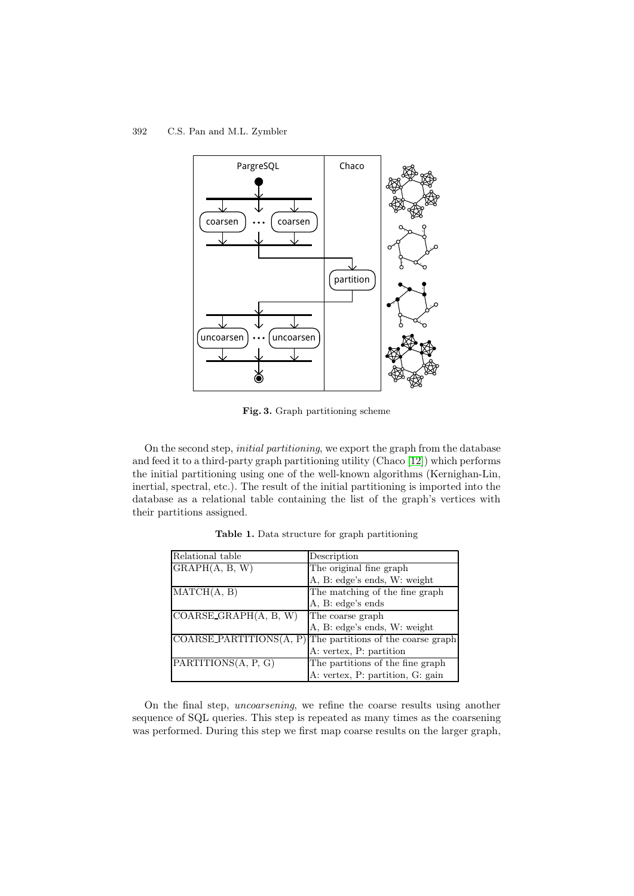**Fig. 3.** Graph partitioning scheme

On the second step, *initial partitioning*, we export the graph from the database and feed it to a third-party graph partitioning utility (Chaco [12]) which performs the initial partitioning using one of the well-known algorithms (Kernighan-Lin, inertial, spectral, etc.). The result of the initial partitioning is imported into the database as a relational table containing the list of the graph's vertices with their partitions assigned.

**Table 1.** Data structure for graph partitioning

| Relational table | Description |
|---|---|
| GRAPH(A, B, W) | The original fine graph<br>A, B: edge's ends, W: weight |
| MATCH(A, B) | The matching of the fine graph<br>A, B: edge's ends |
| COARSE_GRAPH(A, B, W) | The coarse graph<br>A, B: edge's ends, W: weight |
| COARSE_PARTITIONS(A, P) | The partitions of the coarse graph<br>A: vertex, P: partition |
| PARTITIONS(A, P, G) | The partitions of the fine graph<br>A: vertex, P: partition, G: gain |

On the final step, *uncoarsening*, we refine the coarse results using another sequence of SQL queries. This step is repeated as many times as the coarsening was performed. During this step we first map coarse results on the larger graph,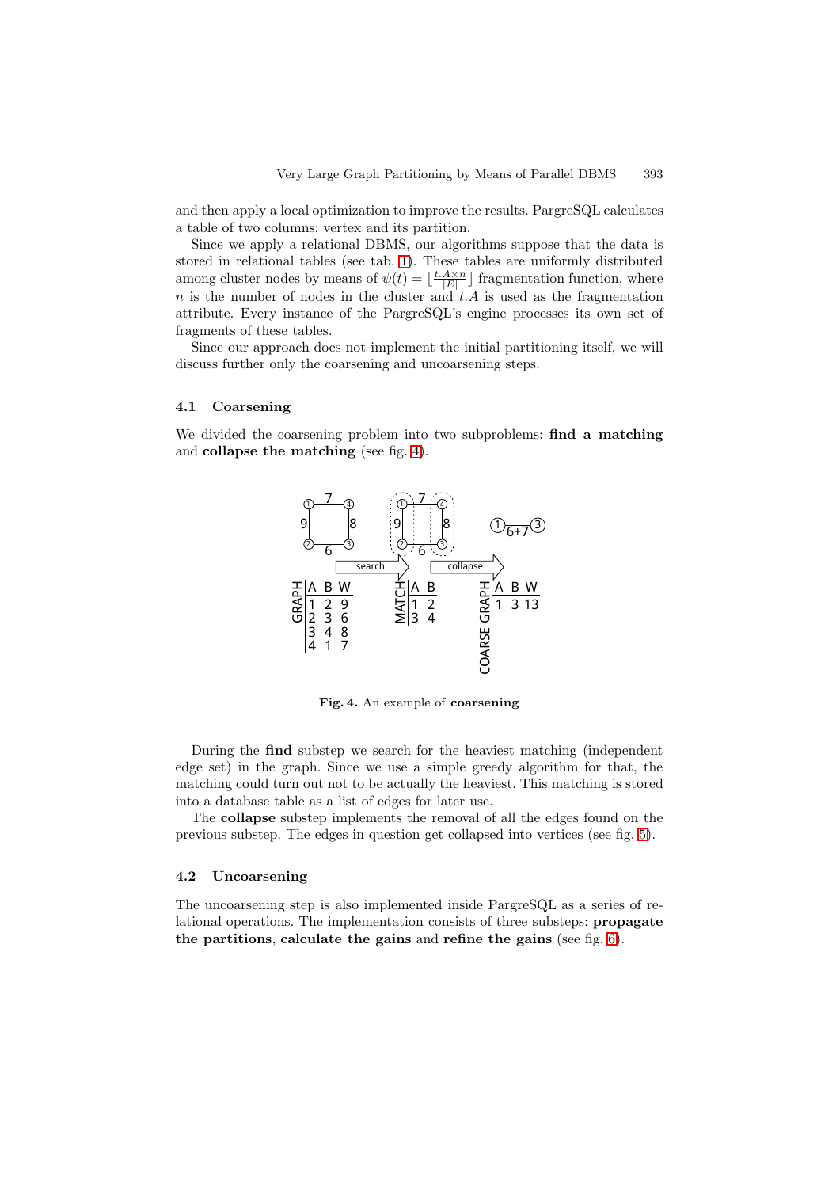and then apply a local optimization to improve the results. PargreSQL calculates a table of two columns: vertex and its partition.

Since we apply a relational DBMS, our algorithms suppose that the data is stored in relational tables (see tab. 1). These tables are uniformly distributed among cluster nodes by means of $\psi(t) = \lfloor \frac{t.A \times n}{|E|} \rfloor$ fragmentation function, where $n$ is the number of nodes in the cluster and $t.A$ is used as the fragmentation attribute. Every instance of the PargreSQL's engine processes its own set of fragments of these tables.

Since our approach does not implement the initial partitioning itself, we will discuss further only the coarsening and uncoarsening steps.

### 4.1 Coarsening

We divided the coarsening problem into two subproblems: **find a matching** and **collapse the matching** (see fig. 4).

GRAPH

| A | B | W |
|---|---|---|
| 1 | 2 | 9 |
| 2 | 3 | 6 |
| 3 | 4 | 8 |
| 4 | 1 | 7 |

MATCH

| A | B |
|---|---|
| 1 | 2 |
| 3 | 4 |

COARSE GRAPH

| A | B | W |
|---|---|---|
| 1 | 3 | 13 |

**Fig. 4.** An example of **coarsening**

During the **find** substep we search for the heaviest matching (independent edge set) in the graph. Since we use a simple greedy algorithm for that, the matching could turn out not to be actually the heaviest. This matching is stored into a database table as a list of edges for later use.

The **collapse** substep implements the removal of all the edges found on the previous substep. The edges in question get collapsed into vertices (see fig. 5).

### 4.2 Uncoarsening

The uncoarsening step is also implemented inside PargreSQL as a series of relational operations. The implementation consists of three substeps: **propagate the partitions**, **calculate the gains** and **refine the gains** (see fig. 6).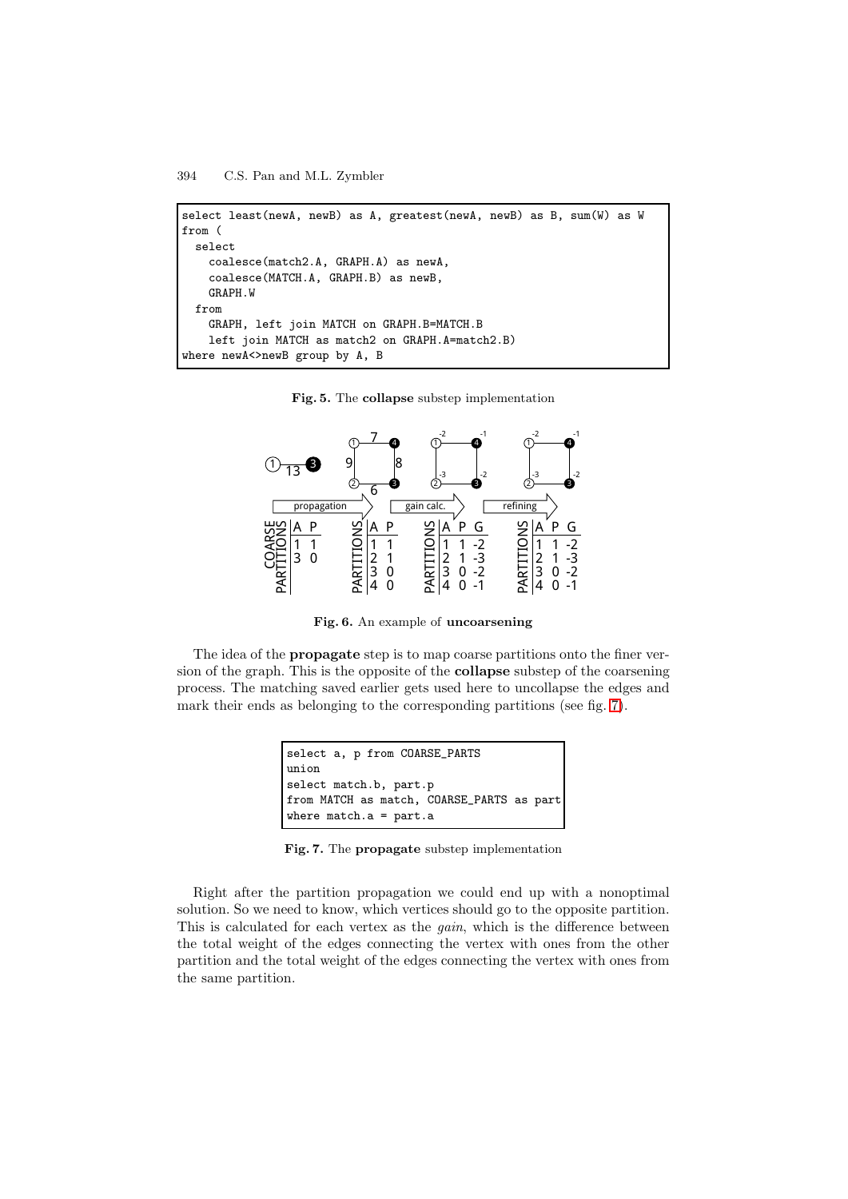```
select least(newA, newB) as A, greatest(newA, newB) as B, sum(W) as W
from (
  select
    coalesce(match2.A, GRAPH.A) as newA,
    coalesce(MATCH.A, GRAPH.B) as newB,
    GRAPH.W
  from
    GRAPH, left join MATCH on GRAPH.B=MATCH.B
    left join MATCH as match2 on GRAPH.A=match2.B)
where newA<>newB group by A, B
```

**Fig. 5.** The **collapse** substep implementation

**Fig. 6.** An example of **uncoarsening**

The idea of the **propagate** step is to map coarse partitions onto the finer version of the graph. This is the opposite of the **collapse** substep of the coarsening process. The matching saved earlier gets used here to uncollapse the edges and mark their ends as belonging to the corresponding partitions (see fig. 7).

```
select a, p from COARSE_PARTS
union
select match.b, part.p
from MATCH as match, COARSE_PARTS as part
where match.a = part.a
```

**Fig. 7.** The **propagate** substep implementation

Right after the partition propagation we could end up with a nonoptimal solution. So we need to know, which vertices should go to the opposite partition. This is calculated for each vertex as the *gain*, which is the difference between the total weight of the edges connecting the vertex with ones from the other partition and the total weight of the edges connecting the vertex with ones from the same partition.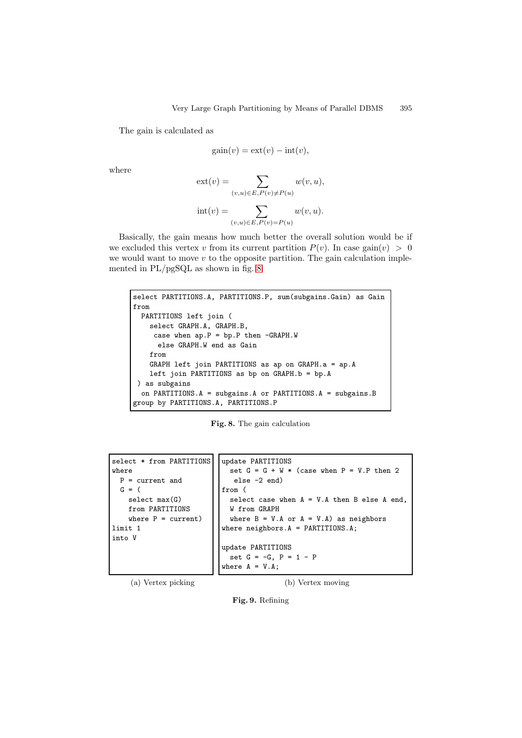The gain is calculated as

$$\text{gain}(v) = \text{ext}(v) - \text{int}(v),$$

where

$$\text{ext}(v) = \sum_{(v,u)\in E, P(v)\neq P(u)} w(v,u),$$

$$\text{int}(v) = \sum_{(v,u)\in E, P(v)=P(u)} w(v,u).$$

Basically, the gain means how much better the overall solution would be if we excluded this vertex $v$ from its current partition $P(v)$. In case $\text{gain}(v) > 0$ we would want to move $v$ to the opposite partition. The gain calculation implemented in PL/pgSQL as shown in fig. 8.

```
select PARTITIONS.A, PARTITIONS.P, sum(subgains.Gain) as Gain
from
  PARTITIONS left join (
    select GRAPH.A, GRAPH.B,
     case when ap.P = bp.P then -GRAPH.W
      else GRAPH.W end as Gain
    from
    GRAPH left join PARTITIONS as ap on GRAPH.a = ap.A
    left join PARTITIONS as bp on GRAPH.b = bp.A
 ) as subgains
  on PARTITIONS.A = subgains.A or PARTITIONS.A = subgains.B
group by PARTITIONS.A, PARTITIONS.P
```

**Fig. 8.** The gain calculation

```
select * from PARTITIONS
where
  P = current and
  G = (
    select max(G)
    from PARTITIONS
    where P = current)
limit 1
into V
```

(a) Vertex picking

```
update PARTITIONS
  set G = G + W * (case when P = V.P then 2
   else -2 end)
from (
  select case when A = V.A then B else A end,
  W from GRAPH
  where B = V.A or A = V.A) as neighbors
where neighbors.A = PARTITIONS.A;

update PARTITIONS
  set G = -G, P = 1 - P
where A = V.A;
```

(b) Vertex moving

**Fig. 9.** Refining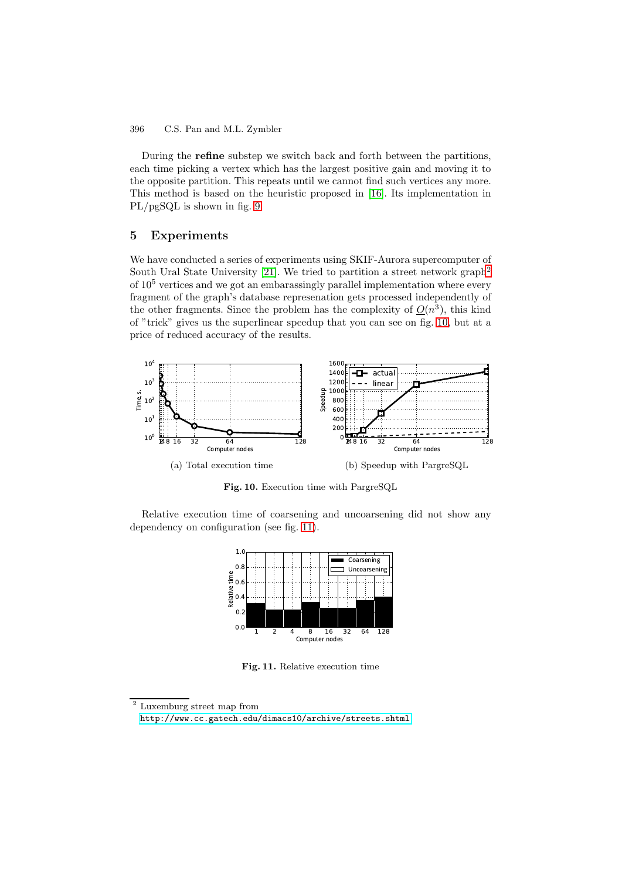During the **refine** substep we switch back and forth between the partitions, each time picking a vertex which has the largest positive gain and moving it to the opposite partition. This repeats until we cannot find such vertices any more. This method is based on the heuristic proposed in [16]. Its implementation in PL/pgSQL is shown in fig. 9.

## 5 Experiments

We have conducted a series of experiments using SKIF-Aurora supercomputer of South Ural State University [21]. We tried to partition a street network graph[2] of $10^5$ vertices and we got an embarassingly parallel implementation where every fragment of the graph's database represenation gets processed independently of the other fragments. Since the problem has the complexity of $\underline{O}(n^3)$, this kind of "trick" gives us the superlinear speedup that you can see on fig. 10, but at a price of reduced accuracy of the results.

(a) Total execution time

(b) Speedup with PargreSQL

**Fig. 10.** Execution time with PargreSQL

Relative execution time of coarsening and uncoarsening did not show any dependency on configuration (see fig. 11).

**Fig. 11.** Relative execution time

[2] Luxemburg street map from http://www.cc.gatech.edu/dimacs10/archive/streets.shtml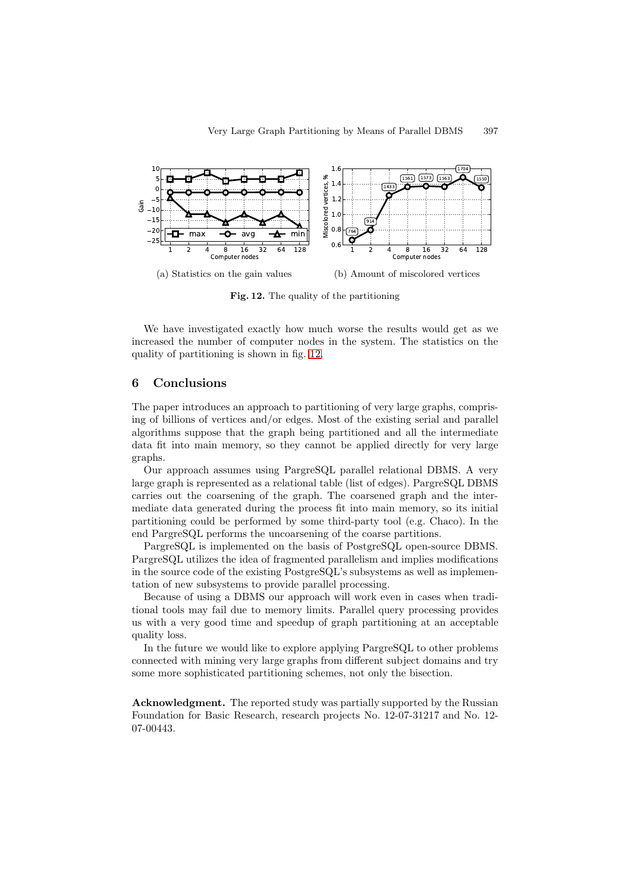10
5
0
−5
−10
−15
−20
−25
Gain
1 2 4 8 16 32 64 128
Computer nodes
max avg min

(a) Statistics on the gain values

1.6
1.4
1.2
1.0
0.8
0.6
Miscolored vertices, %
764 914 1433 1561 1573 1563 1704 1550
1 2 4 8 16 32 64 128
Computer nodes

(b) Amount of miscolored vertices

**Fig. 12.** The quality of the partitioning

We have investigated exactly how much worse the results would get as we increased the number of computer nodes in the system. The statistics on the quality of partitioning is shown in fig. 12.

## 6 Conclusions

The paper introduces an approach to partitioning of very large graphs, comprising of billions of vertices and/or edges. Most of the existing serial and parallel algorithms suppose that the graph being partitioned and all the intermediate data fit into main memory, so they cannot be applied directly for very large graphs.

Our approach assumes using PargreSQL parallel relational DBMS. A very large graph is represented as a relational table (list of edges). PargreSQL DBMS carries out the coarsening of the graph. The coarsened graph and the intermediate data generated during the process fit into main memory, so its initial partitioning could be performed by some third-party tool (e.g. Chaco). In the end PargreSQL performs the uncoarsening of the coarse partitions.

PargreSQL is implemented on the basis of PostgreSQL open-source DBMS. PargreSQL utilizes the idea of fragmented parallelism and implies modifications in the source code of the existing PostgreSQL's subsystems as well as implementation of new subsystems to provide parallel processing.

Because of using a DBMS our approach will work even in cases when traditional tools may fail due to memory limits. Parallel query processing provides us with a very good time and speedup of graph partitioning at an acceptable quality loss.

In the future we would like to explore applying PargreSQL to other problems connected with mining very large graphs from different subject domains and try some more sophisticated partitioning schemes, not only the bisection.

**Acknowledgment.** The reported study was partially supported by the Russian Foundation for Basic Research, research projects No. 12-07-31217 and No. 12-07-00443.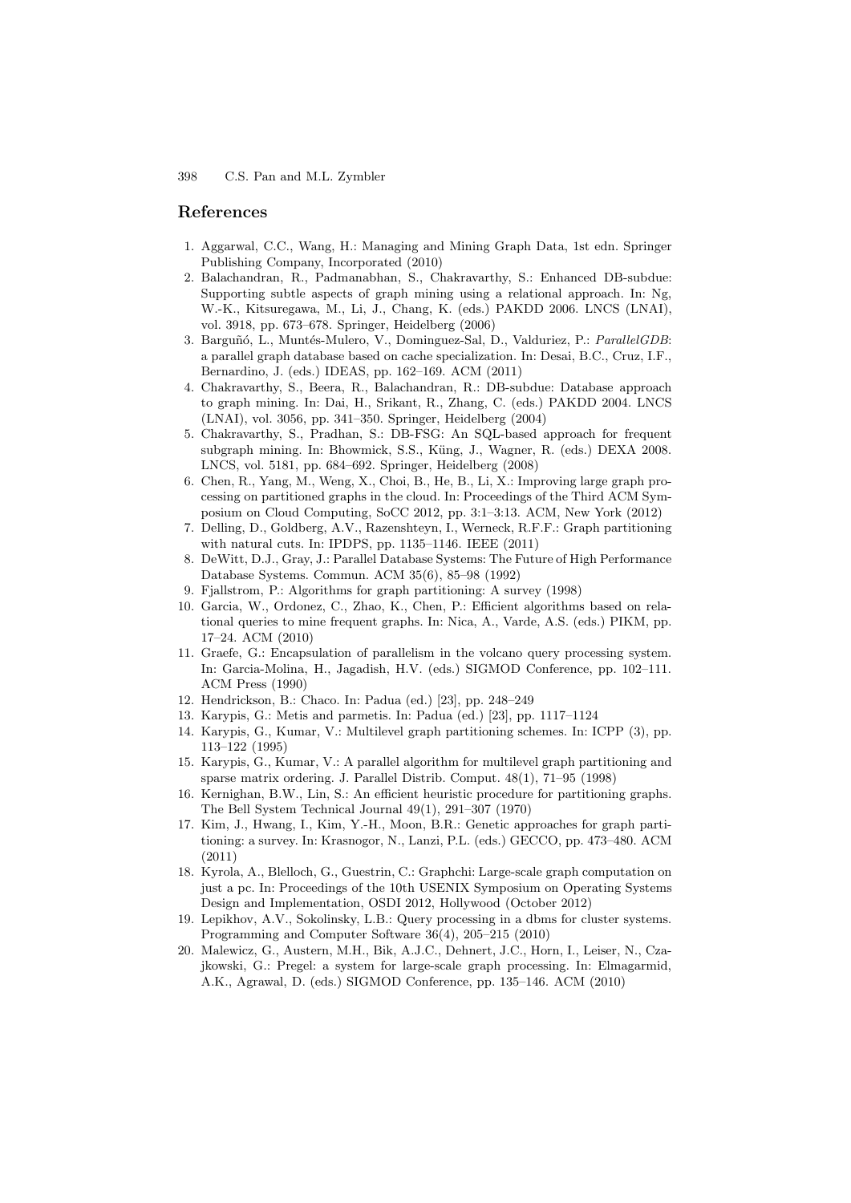## References

1. Aggarwal, C.C., Wang, H.: Managing and Mining Graph Data, 1st edn. Springer Publishing Company, Incorporated (2010)
2. Balachandran, R., Padmanabhan, S., Chakravarthy, S.: Enhanced DB-subdue: Supporting subtle aspects of graph mining using a relational approach. In: Ng, W.-K., Kitsuregawa, M., Li, J., Chang, K. (eds.) PAKDD 2006. LNCS (LNAI), vol. 3918, pp. 673–678. Springer, Heidelberg (2006)
3. Barguñó, L., Muntés-Mulero, V., Dominguez-Sal, D., Valduriez, P.: *ParallelGDB*: a parallel graph database based on cache specialization. In: Desai, B.C., Cruz, I.F., Bernardino, J. (eds.) IDEAS, pp. 162–169. ACM (2011)
4. Chakravarthy, S., Beera, R., Balachandran, R.: DB-subdue: Database approach to graph mining. In: Dai, H., Srikant, R., Zhang, C. (eds.) PAKDD 2004. LNCS (LNAI), vol. 3056, pp. 341–350. Springer, Heidelberg (2004)
5. Chakravarthy, S., Pradhan, S.: DB-FSG: An SQL-based approach for frequent subgraph mining. In: Bhowmick, S.S., Küng, J., Wagner, R. (eds.) DEXA 2008. LNCS, vol. 5181, pp. 684–692. Springer, Heidelberg (2008)
6. Chen, R., Yang, M., Weng, X., Choi, B., He, B., Li, X.: Improving large graph processing on partitioned graphs in the cloud. In: Proceedings of the Third ACM Symposium on Cloud Computing, SoCC 2012, pp. 3:1–3:13. ACM, New York (2012)
7. Delling, D., Goldberg, A.V., Razenshteyn, I., Werneck, R.F.F.: Graph partitioning with natural cuts. In: IPDPS, pp. 1135–1146. IEEE (2011)
8. DeWitt, D.J., Gray, J.: Parallel Database Systems: The Future of High Performance Database Systems. Commun. ACM 35(6), 85–98 (1992)
9. Fjallstrom, P.: Algorithms for graph partitioning: A survey (1998)
10. Garcia, W., Ordonez, C., Zhao, K., Chen, P.: Efficient algorithms based on relational queries to mine frequent graphs. In: Nica, A., Varde, A.S. (eds.) PIKM, pp. 17–24. ACM (2010)
11. Graefe, G.: Encapsulation of parallelism in the volcano query processing system. In: Garcia-Molina, H., Jagadish, H.V. (eds.) SIGMOD Conference, pp. 102–111. ACM Press (1990)
12. Hendrickson, B.: Chaco. In: Padua (ed.) [23], pp. 248–249
13. Karypis, G.: Metis and parmetis. In: Padua (ed.) [23], pp. 1117–1124
14. Karypis, G., Kumar, V.: Multilevel graph partitioning schemes. In: ICPP (3), pp. 113–122 (1995)
15. Karypis, G., Kumar, V.: A parallel algorithm for multilevel graph partitioning and sparse matrix ordering. J. Parallel Distrib. Comput. 48(1), 71–95 (1998)
16. Kernighan, B.W., Lin, S.: An efficient heuristic procedure for partitioning graphs. The Bell System Technical Journal 49(1), 291–307 (1970)
17. Kim, J., Hwang, I., Kim, Y.-H., Moon, B.R.: Genetic approaches for graph partitioning: a survey. In: Krasnogor, N., Lanzi, P.L. (eds.) GECCO, pp. 473–480. ACM (2011)
18. Kyrola, A., Blelloch, G., Guestrin, C.: Graphchi: Large-scale graph computation on just a pc. In: Proceedings of the 10th USENIX Symposium on Operating Systems Design and Implementation, OSDI 2012, Hollywood (October 2012)
19. Lepikhov, A.V., Sokolinsky, L.B.: Query processing in a dbms for cluster systems. Programming and Computer Software 36(4), 205–215 (2010)
20. Malewicz, G., Austern, M.H., Bik, A.J.C., Dehnert, J.C., Horn, I., Leiser, N., Czajkowski, G.: Pregel: a system for large-scale graph processing. In: Elmagarmid, A.K., Agrawal, D. (eds.) SIGMOD Conference, pp. 135–146. ACM (2010)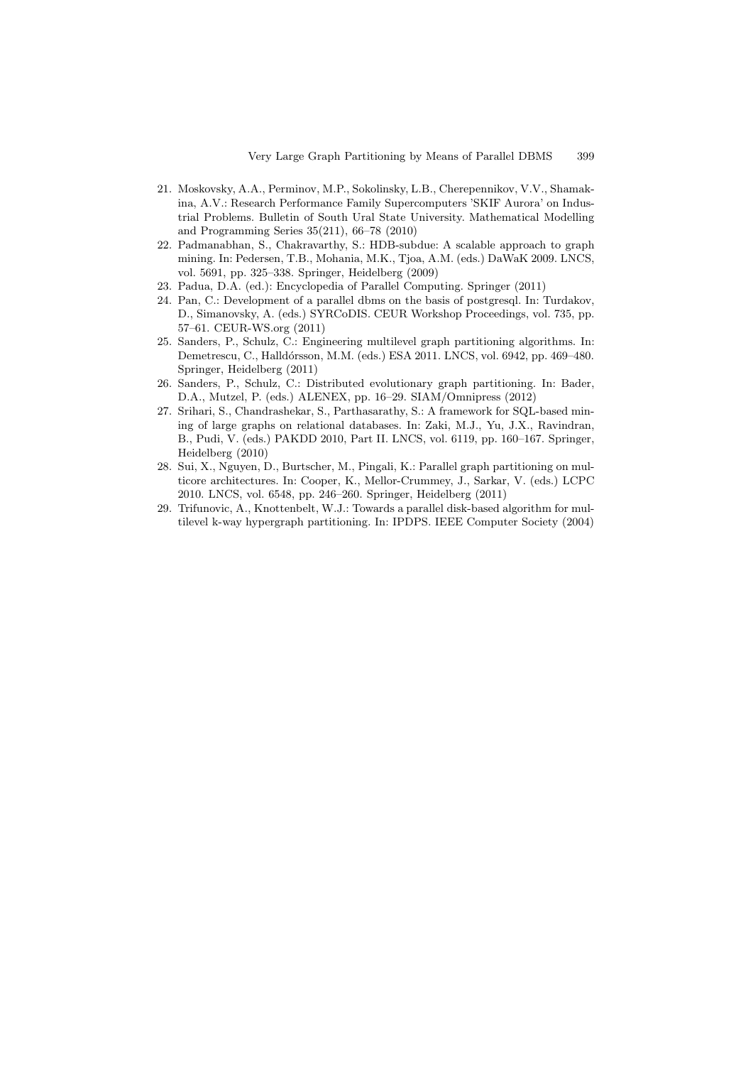21. Moskovsky, A.A., Perminov, M.P., Sokolinsky, L.B., Cherepennikov, V.V., Shamakina, A.V.: Research Performance Family Supercomputers 'SKIF Aurora' on Industrial Problems. Bulletin of South Ural State University. Mathematical Modelling and Programming Series 35(211), 66–78 (2010)
22. Padmanabhan, S., Chakravarthy, S.: HDB-subdue: A scalable approach to graph mining. In: Pedersen, T.B., Mohania, M.K., Tjoa, A.M. (eds.) DaWaK 2009. LNCS, vol. 5691, pp. 325–338. Springer, Heidelberg (2009)
23. Padua, D.A. (ed.): Encyclopedia of Parallel Computing. Springer (2011)
24. Pan, C.: Development of a parallel dbms on the basis of postgresql. In: Turdakov, D., Simanovsky, A. (eds.) SYRCoDIS. CEUR Workshop Proceedings, vol. 735, pp. 57–61. CEUR-WS.org (2011)
25. Sanders, P., Schulz, C.: Engineering multilevel graph partitioning algorithms. In: Demetrescu, C., Halldórsson, M.M. (eds.) ESA 2011. LNCS, vol. 6942, pp. 469–480. Springer, Heidelberg (2011)
26. Sanders, P., Schulz, C.: Distributed evolutionary graph partitioning. In: Bader, D.A., Mutzel, P. (eds.) ALENEX, pp. 16–29. SIAM/Omnipress (2012)
27. Srihari, S., Chandrashekar, S., Parthasarathy, S.: A framework for SQL-based mining of large graphs on relational databases. In: Zaki, M.J., Yu, J.X., Ravindran, B., Pudi, V. (eds.) PAKDD 2010, Part II. LNCS, vol. 6119, pp. 160–167. Springer, Heidelberg (2010)
28. Sui, X., Nguyen, D., Burtscher, M., Pingali, K.: Parallel graph partitioning on multicore architectures. In: Cooper, K., Mellor-Crummey, J., Sarkar, V. (eds.) LCPC 2010. LNCS, vol. 6548, pp. 246–260. Springer, Heidelberg (2011)
29. Trifunovic, A., Knottenbelt, W.J.: Towards a parallel disk-based algorithm for multilevel k-way hypergraph partitioning. In: IPDPS. IEEE Computer Society (2004)